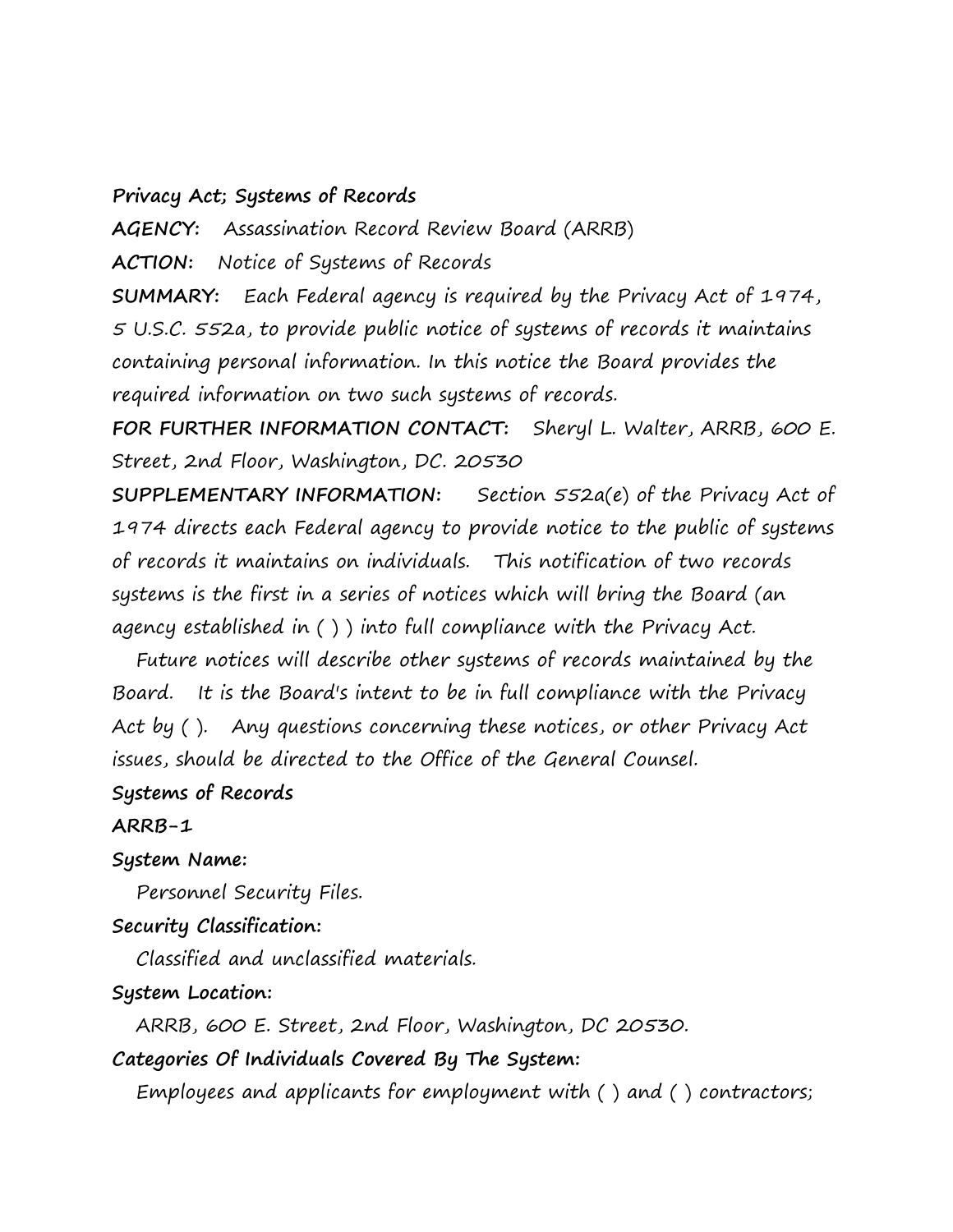**Privacy Act; Systems of Records**

**AGENCY:** Assassination Record Review Board (ARRB)

**ACTION:** Notice of Systems of Records

**SUMMARY:** Each Federal agency is required by the Privacy Act of 1974, 5 U.S.C. 552a, to provide public notice of systems of records it maintains containing personal information. In this notice the Board provides the required information on two such systems of records.

**FOR FURTHER INFORMATION CONTACT:** Sheryl L. Walter, ARRB, 600 E. Street, 2nd Floor, Washington, DC. 20530

**SUPPLEMENTARY INFORMATION:** Section 552a(e) of the Privacy Act of 1974 directs each Federal agency to provide notice to the public of systems of records it maintains on individuals. This notification of two records systems is the first in a series of notices which will bring the Board (an agency established in ( ) ) into full compliance with the Privacy Act.

Future notices will describe other systems of records maintained by the Board. It is the Board's intent to be in full compliance with the Privacy Act by ( ). Any questions concerning these notices, or other Privacy Act issues, should be directed to the Office of the General Counsel.

**Systems of Records**

**ARRB-1**

**System Name:**

Personnel Security Files.

**Security Classification:**

Classified and unclassified materials.

**System Location:**

ARRB, 600 E. Street, 2nd Floor, Washington, DC 20530.

**Categories Of Individuals Covered By The System:**

Employees and applicants for employment with ( ) and ( ) contractors;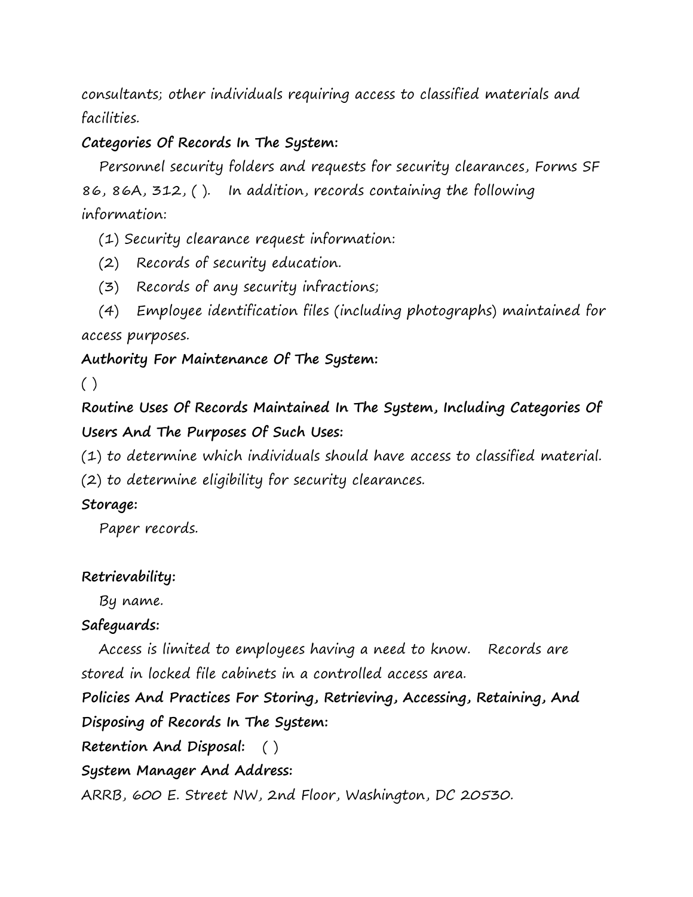consultants; other individuals requiring access to classified materials and facilities.

**Categories Of Records In The System:**

Personnel security folders and requests for security clearances, Forms SF 86, 86A, 312, ( ). In addition, records containing the following information:

(1) Security clearance request information:

(2) Records of security education.

(3) Records of any security infractions;

(4) Employee identification files (including photographs) maintained for access purposes.

**Authority For Maintenance Of The System:**

( )

**Routine Uses Of Records Maintained In The System, Including Categories Of Users And The Purposes Of Such Uses:**

(1) to determine which individuals should have access to classified material.

(2) to determine eligibility for security clearances.

**Storage:**

Paper records.

**Retrievability:**

By name.

**Safeguards:**

Access is limited to employees having a need to know. Records are stored in locked file cabinets in a controlled access area.

**Policies And Practices For Storing, Retrieving, Accessing, Retaining, And Disposing of Records In The System:**

**Retention And Disposal:** ( )

**System Manager And Address:**

ARRB, 600 E. Street NW, 2nd Floor, Washington, DC 20530.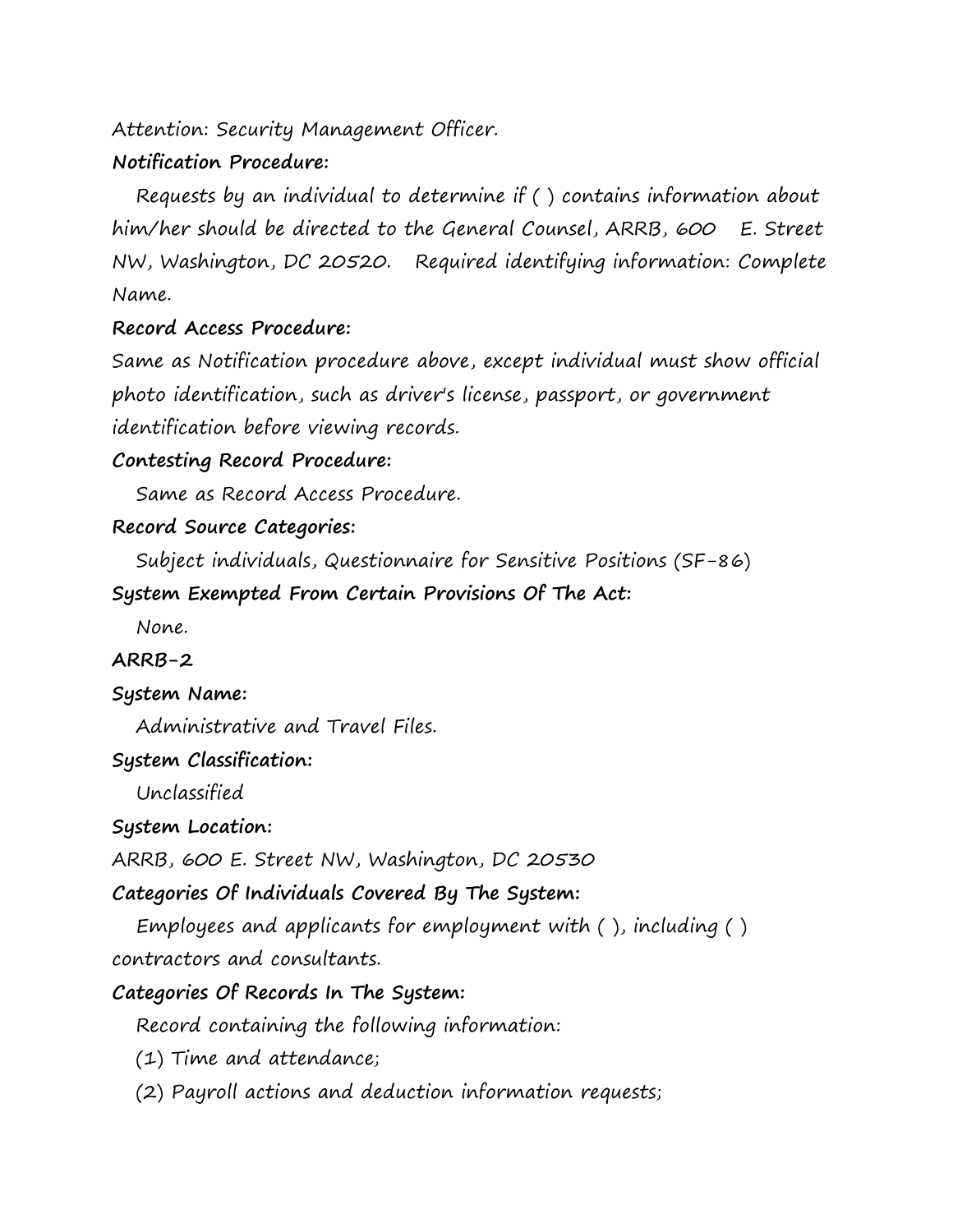Attention: Security Management Officer.

**Notification Procedure:**

Requests by an individual to determine if ( ) contains information about him/her should be directed to the General Counsel, ARRB, 600 E. Street NW, Washington, DC 20520. Required identifying information: Complete Name.

**Record Access Procedure:**

Same as Notification procedure above, except individual must show official photo identification, such as driver's license, passport, or government identification before viewing records.

**Contesting Record Procedure:**

Same as Record Access Procedure.

**Record Source Categories:**

Subject individuals, Questionnaire for Sensitive Positions (SF-86)

**System Exempted From Certain Provisions Of The Act:**

None.

**ARRB-2**

**System Name:**

Administrative and Travel Files.

**System Classification:**

Unclassified

**System Location:**

ARRB, 600 E. Street NW, Washington, DC 20530

**Categories Of Individuals Covered By The System:**

Employees and applicants for employment with ( ), including ( ) contractors and consultants.

**Categories Of Records In The System:**

Record containing the following information:

(1) Time and attendance;

(2) Payroll actions and deduction information requests;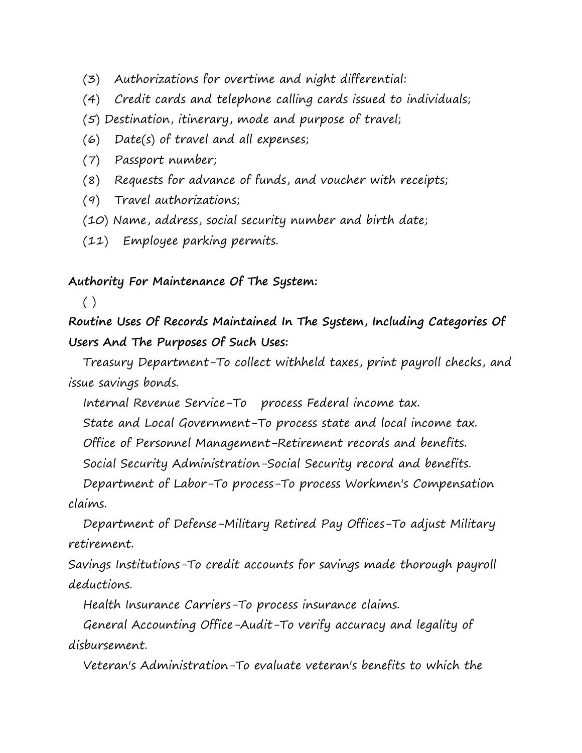(3) Authorizations for overtime and night differential:

(4) Credit cards and telephone calling cards issued to individuals;

(5) Destination, itinerary, mode and purpose of travel;

(6) Date(s) of travel and all expenses;

(7) Passport number;

(8) Requests for advance of funds, and voucher with receipts;

(9) Travel authorizations;

(10) Name, address, social security number and birth date;

(11) Employee parking permits.

**Authority For Maintenance Of The System:**

( )

**Routine Uses Of Records Maintained In The System, Including Categories Of Users And The Purposes Of Such Uses:**

Treasury Department-To collect withheld taxes, print payroll checks, and issue savings bonds.

Internal Revenue Service-To process Federal income tax.

State and Local Government-To process state and local income tax.

Office of Personnel Management-Retirement records and benefits.

Social Security Administration-Social Security record and benefits.

Department of Labor-To process-To process Workmen's Compensation claims.

Department of Defense-Military Retired Pay Offices-To adjust Military retirement.

Savings Institutions-To credit accounts for savings made thorough payroll deductions.

Health Insurance Carriers-To process insurance claims.

General Accounting Office-Audit-To verify accuracy and legality of disbursement.

Veteran's Administration-To evaluate veteran's benefits to which the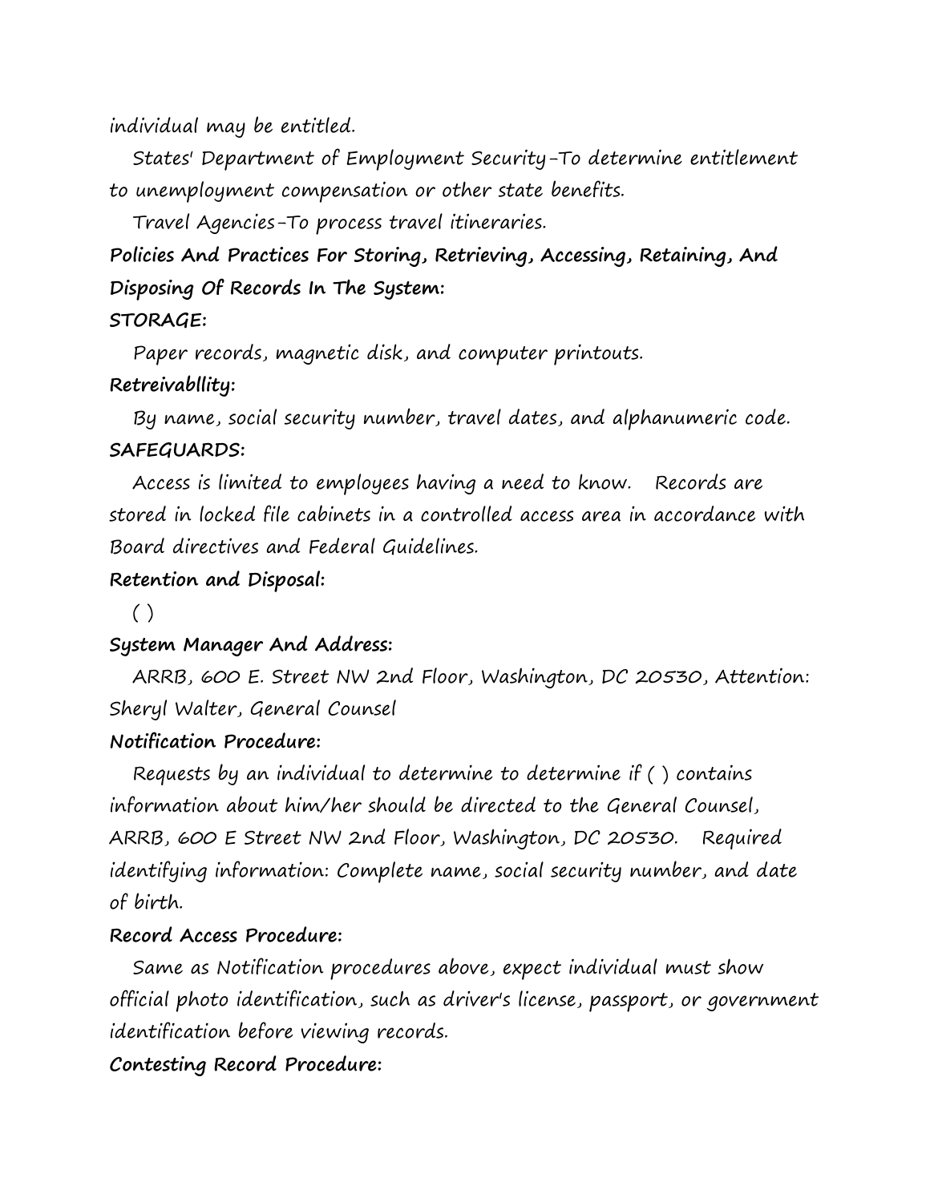individual may be entitled.

States' Department of Employment Security-To determine entitlement to unemployment compensation or other state benefits.

Travel Agencies-To process travel itineraries.

**Policies And Practices For Storing, Retrieving, Accessing, Retaining, And Disposing Of Records In The System:**

**STORAGE:**

Paper records, magnetic disk, and computer printouts.

**Retreivabllity:**

By name, social security number, travel dates, and alphanumeric code.

**SAFEGUARDS:**

Access is limited to employees having a need to know. Records are stored in locked file cabinets in a controlled access area in accordance with Board directives and Federal Guidelines.

**Retention and Disposal:**

( )

**System Manager And Address:**

ARRB, 600 E. Street NW 2nd Floor, Washington, DC 20530, Attention: Sheryl Walter, General Counsel

**Notification Procedure:**

Requests by an individual to determine to determine if ( ) contains information about him/her should be directed to the General Counsel, ARRB, 600 E Street NW 2nd Floor, Washington, DC 20530. Required identifying information: Complete name, social security number, and date of birth.

**Record Access Procedure:**

Same as Notification procedures above, expect individual must show official photo identification, such as driver's license, passport, or government identification before viewing records.

**Contesting Record Procedure:**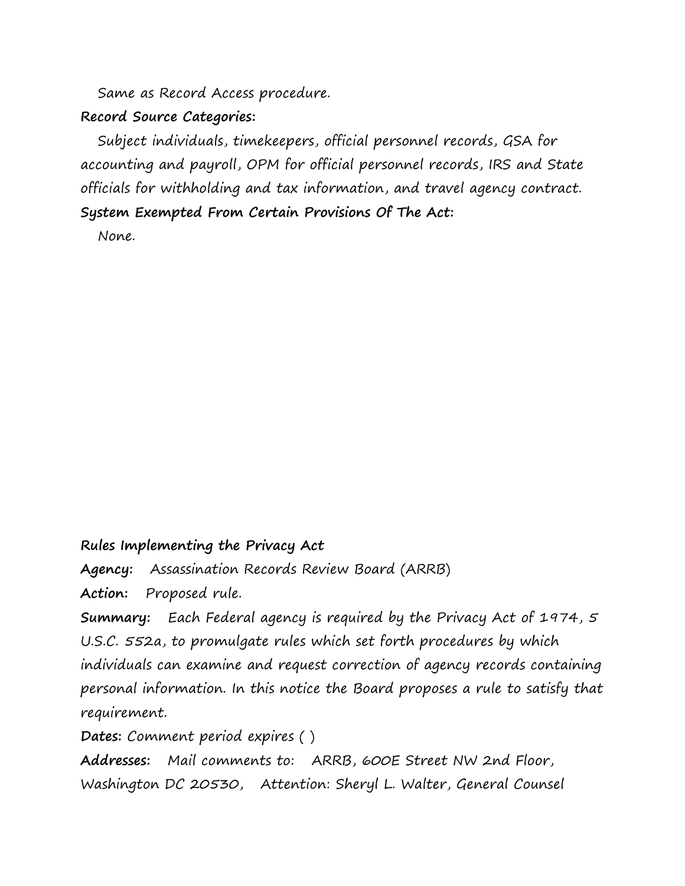Same as Record Access procedure.

**Record Source Categories:**

Subject individuals, timekeepers, official personnel records, GSA for accounting and payroll, OPM for official personnel records, IRS and State officials for withholding and tax information, and travel agency contract.

**System Exempted From Certain Provisions Of The Act:**

None.

**Rules Implementing the Privacy Act**

**Agency:** Assassination Records Review Board (ARRB)

**Action:** Proposed rule.

**Summary:** Each Federal agency is required by the Privacy Act of 1974, 5 U.S.C. 552a, to promulgate rules which set forth procedures by which individuals can examine and request correction of agency records containing personal information. In this notice the Board proposes a rule to satisfy that requirement.

**Dates:** Comment period expires ( )

**Addresses:** Mail comments to: ARRB, 600E Street NW 2nd Floor, Washington DC 20530, Attention: Sheryl L. Walter, General Counsel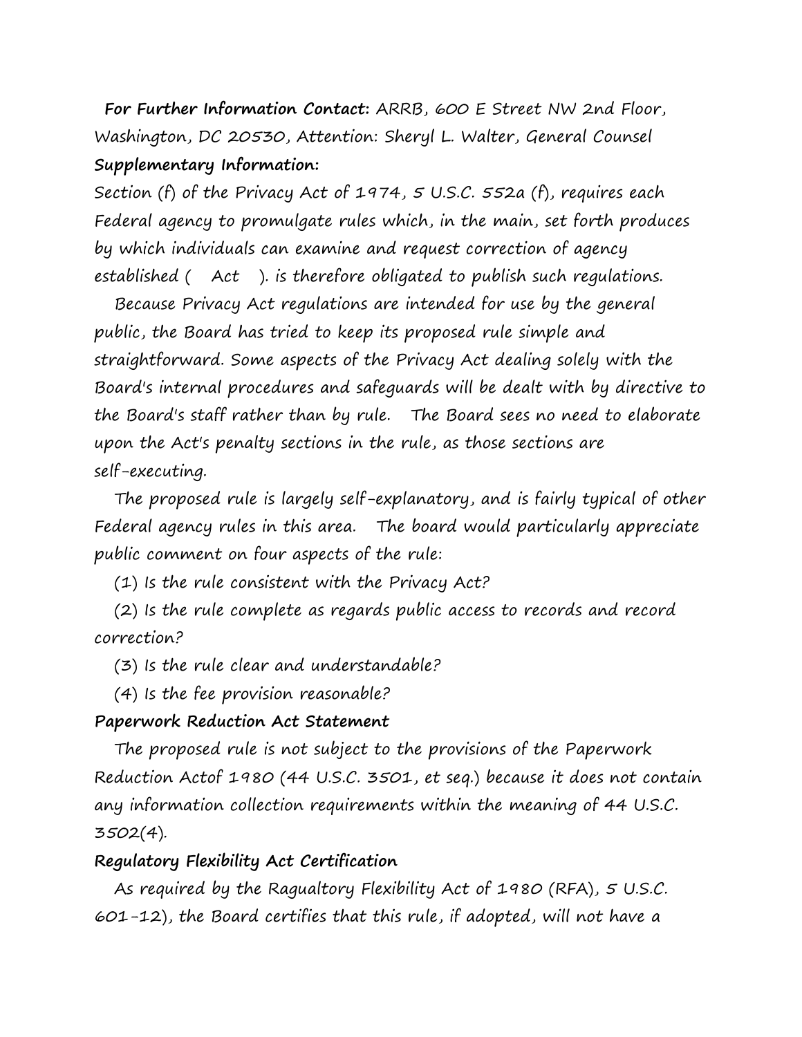**For Further Information Contact:** ARRB, 600 E Street NW 2nd Floor, Washington, DC 20530, Attention: Sheryl L. Walter, General Counsel

**Supplementary Information:**

Section (f) of the Privacy Act of 1974, 5 U.S.C. 552a (f), requires each Federal agency to promulgate rules which, in the main, set forth produces by which individuals can examine and request correction of agency established ( Act ). is therefore obligated to publish such regulations.

Because Privacy Act regulations are intended for use by the general public, the Board has tried to keep its proposed rule simple and straightforward. Some aspects of the Privacy Act dealing solely with the Board's internal procedures and safeguards will be dealt with by directive to the Board's staff rather than by rule. The Board sees no need to elaborate upon the Act's penalty sections in the rule, as those sections are self-executing.

The proposed rule is largely self-explanatory, and is fairly typical of other Federal agency rules in this area. The board would particularly appreciate public comment on four aspects of the rule:

(1) Is the rule consistent with the Privacy Act?

(2) Is the rule complete as regards public access to records and record correction?

(3) Is the rule clear and understandable?

(4) Is the fee provision reasonable?

**Paperwork Reduction Act Statement**

The proposed rule is not subject to the provisions of the Paperwork Reduction Actof 1980 (44 U.S.C. 3501, et seq.) because it does not contain any information collection requirements within the meaning of 44 U.S.C. 3502(4).

**Regulatory Flexibility Act Certification**

As required by the Ragualtory Flexibility Act of 1980 (RFA), 5 U.S.C. 601-12), the Board certifies that this rule, if adopted, will not have a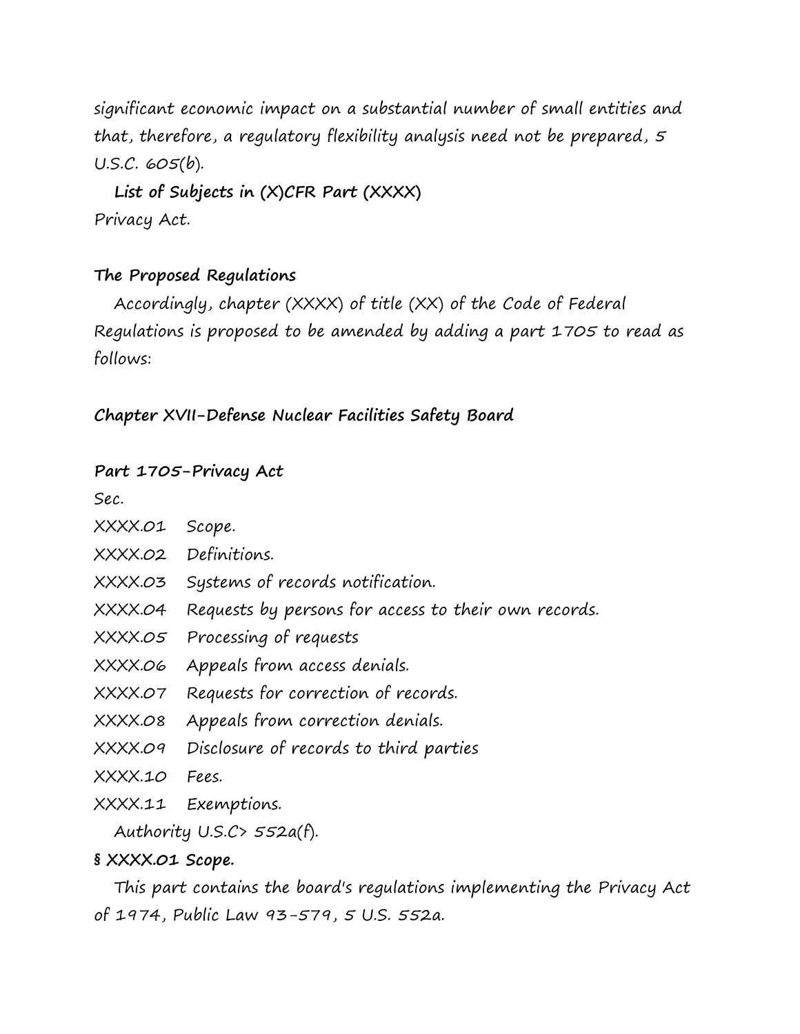significant economic impact on a substantial number of small entities and that, therefore, a regulatory flexibility analysis need not be prepared, 5 U.S.C. 605(b).

**List of Subjects in (X)CFR Part (XXXX)**

Privacy Act.

**The Proposed Regulations**

Accordingly, chapter (XXXX) of title (XX) of the Code of Federal Regulations is proposed to be amended by adding a part 1705 to read as follows:

***Chapter XVII-Defense Nuclear Facilities Safety Board***

**Part 1705-Privacy Act**

Sec.

XXXX.01 Scope.
XXXX.02 Definitions.
XXXX.03 Systems of records notification.
XXXX.04 Requests by persons for access to their own records.
XXXX.05 Processing of requests
XXXX.06 Appeals from access denials.
XXXX.07 Requests for correction of records.
XXXX.08 Appeals from correction denials.
XXXX.09 Disclosure of records to third parties
XXXX.10 Fees.
XXXX.11 Exemptions.

Authority U.S.C> 552a(f).

**§ XXXX.01 Scope.**

This part contains the board's regulations implementing the Privacy Act of 1974, Public Law 93-579, 5 U.S. 552a.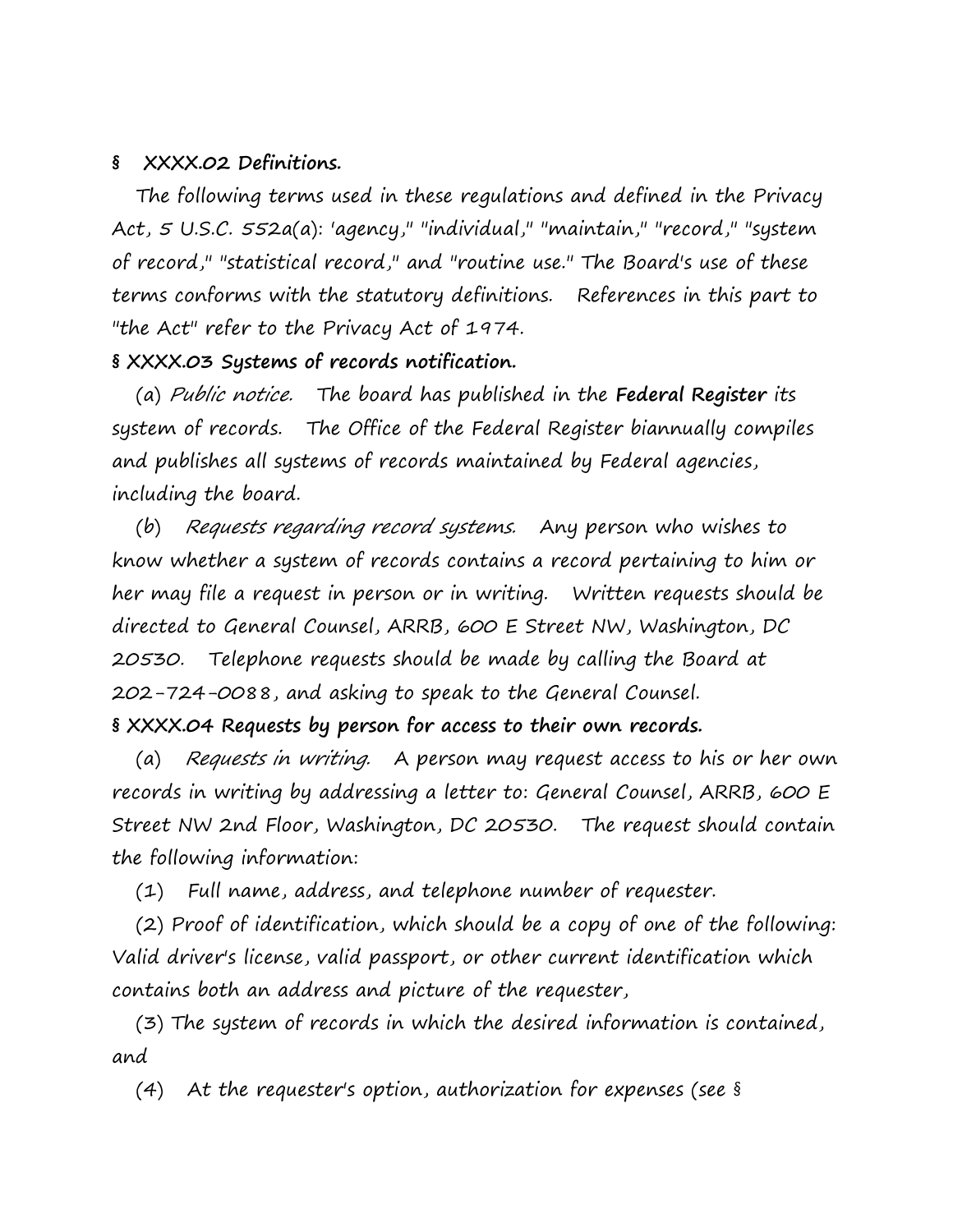**§ XXXX.02 Definitions.**

The following terms used in these regulations and defined in the Privacy Act, 5 U.S.C. 552a(a): 'agency," "individual," "maintain," "record," "system of record," "statistical record," and "routine use." The Board's use of these terms conforms with the statutory definitions. References in this part to "the Act" refer to the Privacy Act of 1974.

**§ XXXX.03 Systems of records notification.**

(a) *Public notice.* The board has published in the **Federal Register** its system of records. The Office of the Federal Register biannually compiles and publishes all systems of records maintained by Federal agencies, including the board.

(b) *Requests regarding record systems.* Any person who wishes to know whether a system of records contains a record pertaining to him or her may file a request in person or in writing. Written requests should be directed to General Counsel, ARRB, 600 E Street NW, Washington, DC 20530. Telephone requests should be made by calling the Board at 202-724-0088, and asking to speak to the General Counsel.

**§ XXXX.04 Requests by person for access to their own records.**

(a) *Requests in writing.* A person may request access to his or her own records in writing by addressing a letter to: General Counsel, ARRB, 600 E Street NW 2nd Floor, Washington, DC 20530. The request should contain the following information:

(1) Full name, address, and telephone number of requester.

(2) Proof of identification, which should be a copy of one of the following: Valid driver's license, valid passport, or other current identification which contains both an address and picture of the requester,

(3) The system of records in which the desired information is contained, and

(4) At the requester's option, authorization for expenses (see §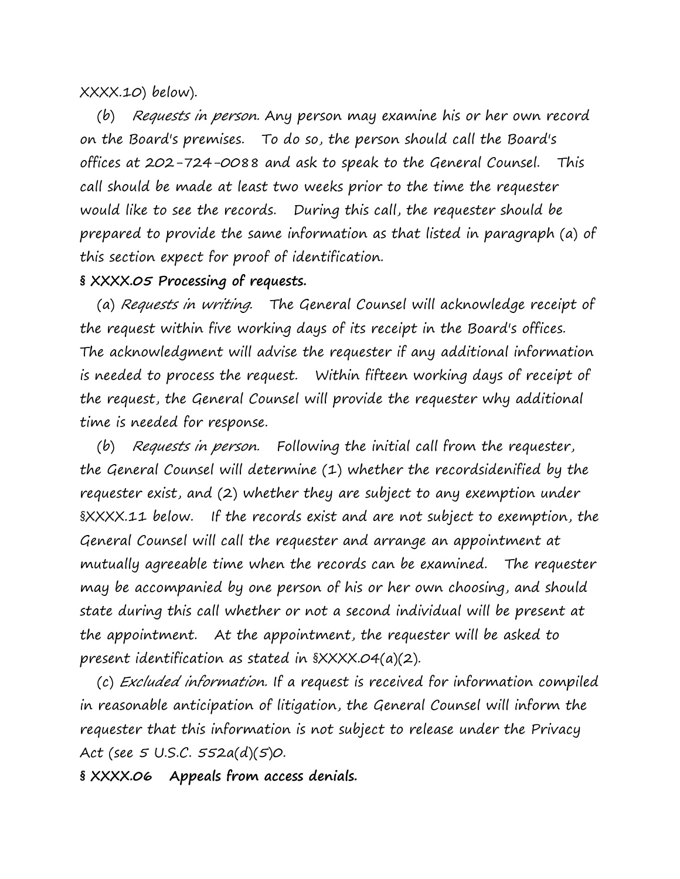XXXX.10) below).

(b) *Requests in person.* Any person may examine his or her own record on the Board's premises. To do so, the person should call the Board's offices at 202-724-0088 and ask to speak to the General Counsel. This call should be made at least two weeks prior to the time the requester would like to see the records. During this call, the requester should be prepared to provide the same information as that listed in paragraph (a) of this section expect for proof of identification.

**§ XXXX.05 Processing of requests.**

(a) *Requests in writing.* The General Counsel will acknowledge receipt of the request within five working days of its receipt in the Board's offices. The acknowledgment will advise the requester if any additional information is needed to process the request. Within fifteen working days of receipt of the request, the General Counsel will provide the requester why additional time is needed for response.

(b) *Requests in person.* Following the initial call from the requester, the General Counsel will determine (1) whether the recordsidenified by the requester exist, and (2) whether they are subject to any exemption under §XXXX.11 below. If the records exist and are not subject to exemption, the General Counsel will call the requester and arrange an appointment at mutually agreeable time when the records can be examined. The requester may be accompanied by one person of his or her own choosing, and should state during this call whether or not a second individual will be present at the appointment. At the appointment, the requester will be asked to present identification as stated in §XXXX.04(a)(2).

(c) *Excluded information.* If a request is received for information compiled in reasonable anticipation of litigation, the General Counsel will inform the requester that this information is not subject to release under the Privacy Act (see 5 U.S.C. 552a(d)(5)0.

**§ XXXX.06 Appeals from access denials.**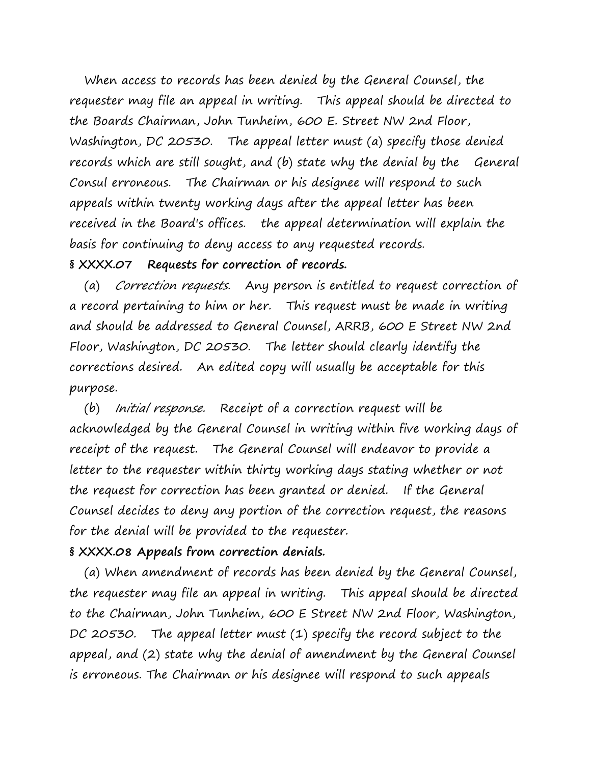When access to records has been denied by the General Counsel, the requester may file an appeal in writing. This appeal should be directed to the Boards Chairman, John Tunheim, 600 E. Street NW 2nd Floor, Washington, DC 20530. The appeal letter must (a) specify those denied records which are still sought, and (b) state why the denial by the General Consul erroneous. The Chairman or his designee will respond to such appeals within twenty working days after the appeal letter has been received in the Board's offices. the appeal determination will explain the basis for continuing to deny access to any requested records.

**§ XXXX.07 Requests for correction of records.**

(a) *Correction requests.* Any person is entitled to request correction of a record pertaining to him or her. This request must be made in writing and should be addressed to General Counsel, ARRB, 600 E Street NW 2nd Floor, Washington, DC 20530. The letter should clearly identify the corrections desired. An edited copy will usually be acceptable for this purpose.

(b) *Initial response.* Receipt of a correction request will be acknowledged by the General Counsel in writing within five working days of receipt of the request. The General Counsel will endeavor to provide a letter to the requester within thirty working days stating whether or not the request for correction has been granted or denied. If the General Counsel decides to deny any portion of the correction request, the reasons for the denial will be provided to the requester.

**§ XXXX.08 Appeals from correction denials.**

(a) When amendment of records has been denied by the General Counsel, the requester may file an appeal in writing. This appeal should be directed to the Chairman, John Tunheim, 600 E Street NW 2nd Floor, Washington, DC 20530. The appeal letter must (1) specify the record subject to the appeal, and (2) state why the denial of amendment by the General Counsel is erroneous. The Chairman or his designee will respond to such appeals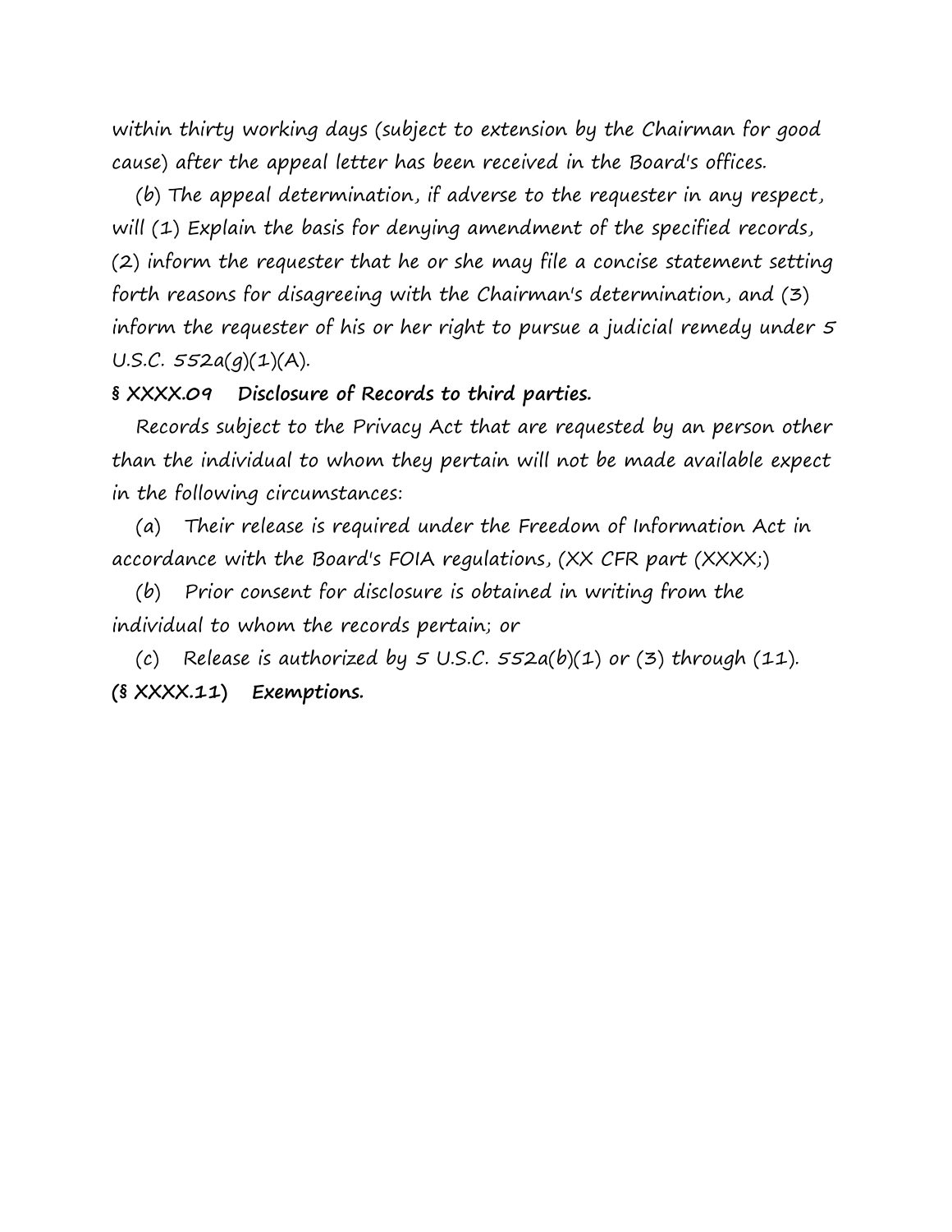within thirty working days (subject to extension by the Chairman for good cause) after the appeal letter has been received in the Board's offices.

(b) The appeal determination, if adverse to the requester in any respect, will (1) Explain the basis for denying amendment of the specified records, (2) inform the requester that he or she may file a concise statement setting forth reasons for disagreeing with the Chairman's determination, and (3) inform the requester of his or her right to pursue a judicial remedy under 5 U.S.C. 552a(g)(1)(A).

**§ XXXX.09 Disclosure of Records to third parties.**

Records subject to the Privacy Act that are requested by an person other than the individual to whom they pertain will not be made available expect in the following circumstances:

(a) Their release is required under the Freedom of Information Act in accordance with the Board's FOIA regulations, (XX CFR part (XXXX;)

(b) Prior consent for disclosure is obtained in writing from the individual to whom the records pertain; or

(c) Release is authorized by 5 U.S.C. 552a(b)(1) or (3) through (11).

**(§ XXXX.11) Exemptions.**